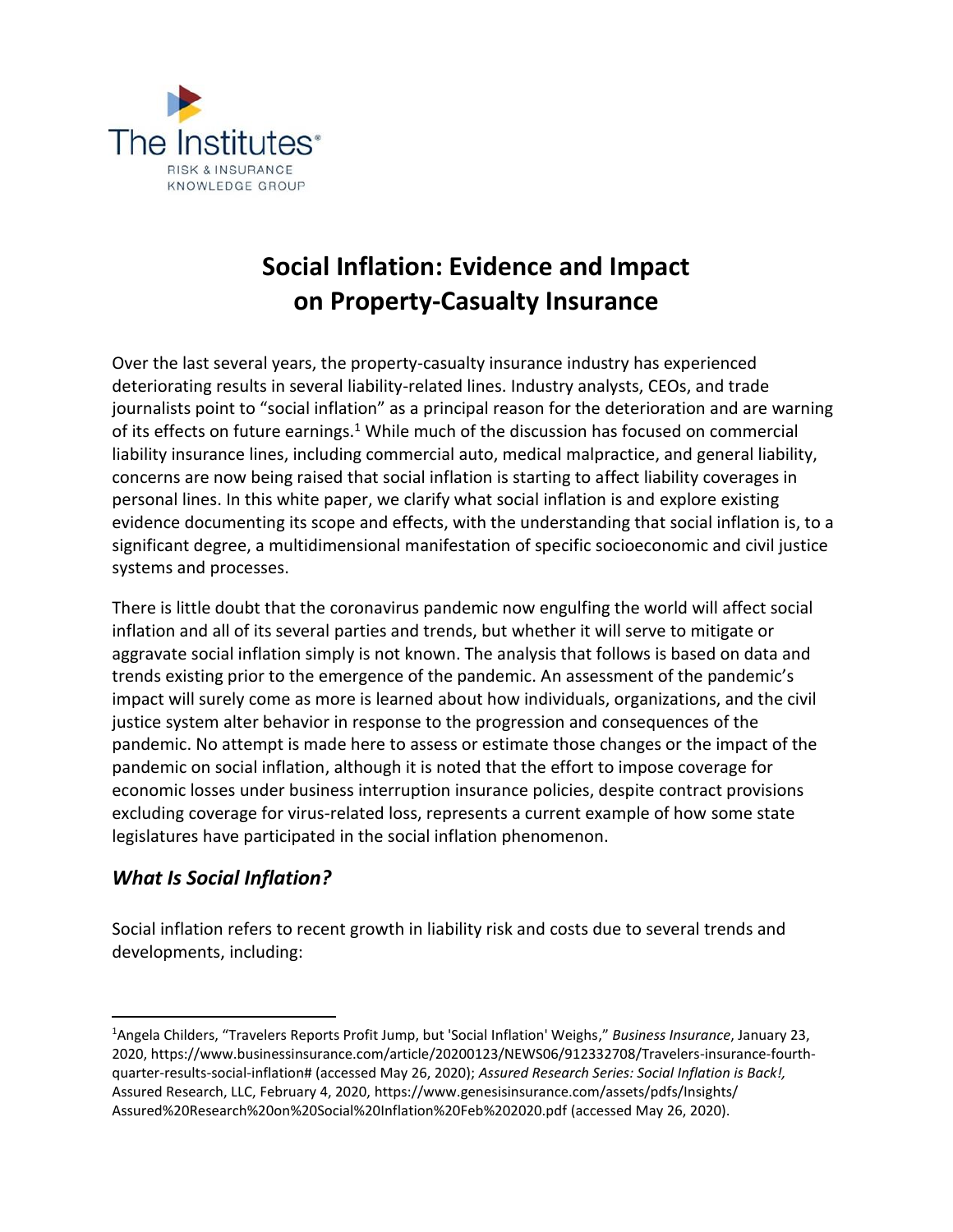The Institutes®
RISK & INSURANCE KNOWLEDGE GROUP

# Social Inflation: Evidence and Impact on Property-Casualty Insurance

Over the last several years, the property-casualty insurance industry has experienced deteriorating results in several liability-related lines. Industry analysts, CEOs, and trade journalists point to "social inflation" as a principal reason for the deterioration and are warning of its effects on future earnings.[1] While much of the discussion has focused on commercial liability insurance lines, including commercial auto, medical malpractice, and general liability, concerns are now being raised that social inflation is starting to affect liability coverages in personal lines. In this white paper, we clarify what social inflation is and explore existing evidence documenting its scope and effects, with the understanding that social inflation is, to a significant degree, a multidimensional manifestation of specific socioeconomic and civil justice systems and processes.

There is little doubt that the coronavirus pandemic now engulfing the world will affect social inflation and all of its several parties and trends, but whether it will serve to mitigate or aggravate social inflation simply is not known. The analysis that follows is based on data and trends existing prior to the emergence of the pandemic. An assessment of the pandemic's impact will surely come as more is learned about how individuals, organizations, and the civil justice system alter behavior in response to the progression and consequences of the pandemic. No attempt is made here to assess or estimate those changes or the impact of the pandemic on social inflation, although it is noted that the effort to impose coverage for economic losses under business interruption insurance policies, despite contract provisions excluding coverage for virus-related loss, represents a current example of how some state legislatures have participated in the social inflation phenomenon.

## *What Is Social Inflation?*

Social inflation refers to recent growth in liability risk and costs due to several trends and developments, including:

---

[1]Angela Childers, "Travelers Reports Profit Jump, but 'Social Inflation' Weighs," *Business Insurance*, January 23, 2020, https://www.businessinsurance.com/article/20200123/NEWS06/912332708/Travelers-insurance-fourth-quarter-results-social-inflation# (accessed May 26, 2020); *Assured Research Series: Social Inflation is Back!,* Assured Research, LLC, February 4, 2020, https://www.genesisinsurance.com/assets/pdfs/Insights/Assured%20Research%20on%20Social%20Inflation%20Feb%202020.pdf (accessed May 26, 2020).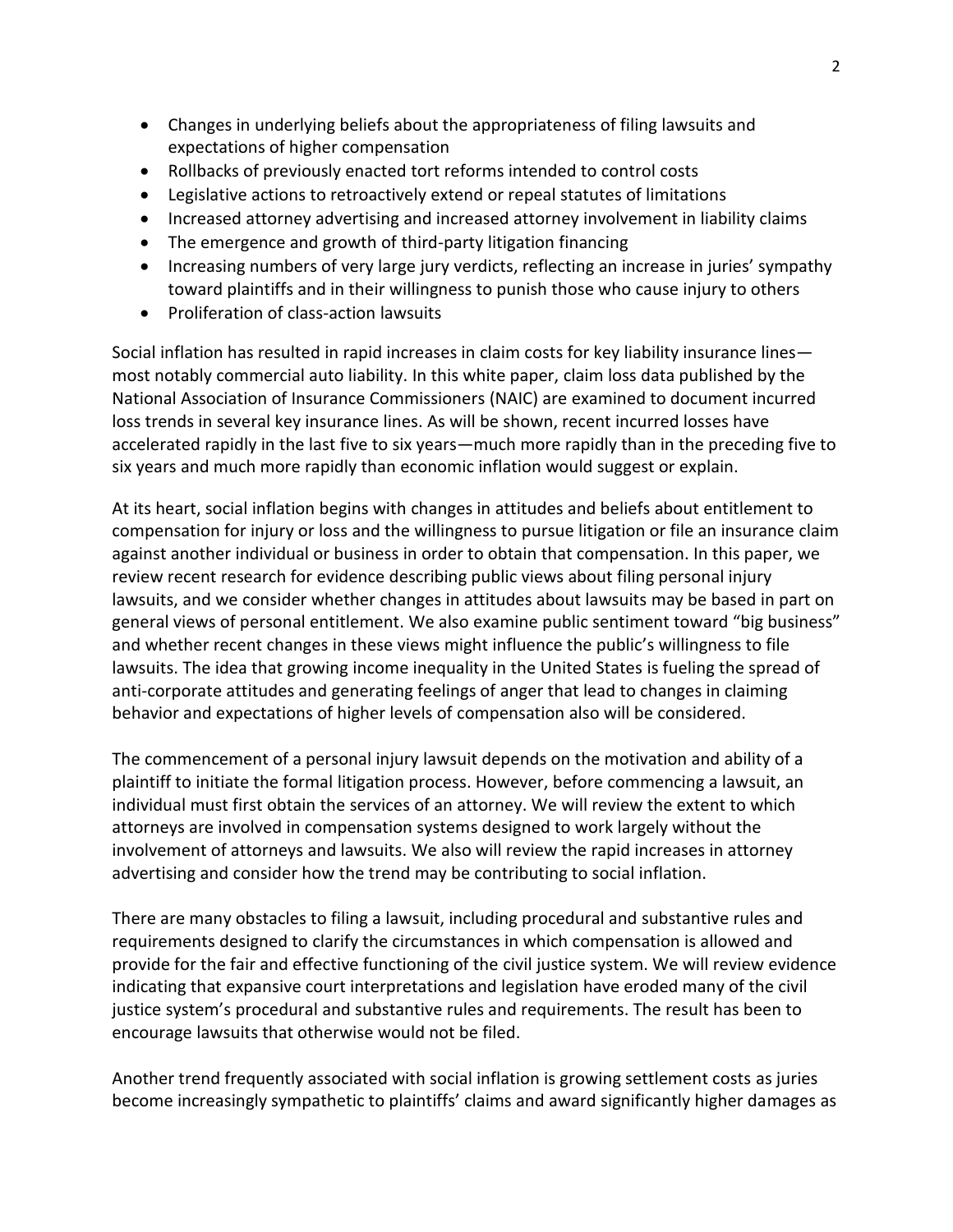- Changes in underlying beliefs about the appropriateness of filing lawsuits and expectations of higher compensation
- Rollbacks of previously enacted tort reforms intended to control costs
- Legislative actions to retroactively extend or repeal statutes of limitations
- Increased attorney advertising and increased attorney involvement in liability claims
- The emergence and growth of third-party litigation financing
- Increasing numbers of very large jury verdicts, reflecting an increase in juries' sympathy toward plaintiffs and in their willingness to punish those who cause injury to others
- Proliferation of class-action lawsuits

Social inflation has resulted in rapid increases in claim costs for key liability insurance lines—most notably commercial auto liability. In this white paper, claim loss data published by the National Association of Insurance Commissioners (NAIC) are examined to document incurred loss trends in several key insurance lines. As will be shown, recent incurred losses have accelerated rapidly in the last five to six years—much more rapidly than in the preceding five to six years and much more rapidly than economic inflation would suggest or explain.

At its heart, social inflation begins with changes in attitudes and beliefs about entitlement to compensation for injury or loss and the willingness to pursue litigation or file an insurance claim against another individual or business in order to obtain that compensation. In this paper, we review recent research for evidence describing public views about filing personal injury lawsuits, and we consider whether changes in attitudes about lawsuits may be based in part on general views of personal entitlement. We also examine public sentiment toward "big business" and whether recent changes in these views might influence the public's willingness to file lawsuits. The idea that growing income inequality in the United States is fueling the spread of anti-corporate attitudes and generating feelings of anger that lead to changes in claiming behavior and expectations of higher levels of compensation also will be considered.

The commencement of a personal injury lawsuit depends on the motivation and ability of a plaintiff to initiate the formal litigation process. However, before commencing a lawsuit, an individual must first obtain the services of an attorney. We will review the extent to which attorneys are involved in compensation systems designed to work largely without the involvement of attorneys and lawsuits. We also will review the rapid increases in attorney advertising and consider how the trend may be contributing to social inflation.

There are many obstacles to filing a lawsuit, including procedural and substantive rules and requirements designed to clarify the circumstances in which compensation is allowed and provide for the fair and effective functioning of the civil justice system. We will review evidence indicating that expansive court interpretations and legislation have eroded many of the civil justice system's procedural and substantive rules and requirements. The result has been to encourage lawsuits that otherwise would not be filed.

Another trend frequently associated with social inflation is growing settlement costs as juries become increasingly sympathetic to plaintiffs' claims and award significantly higher damages as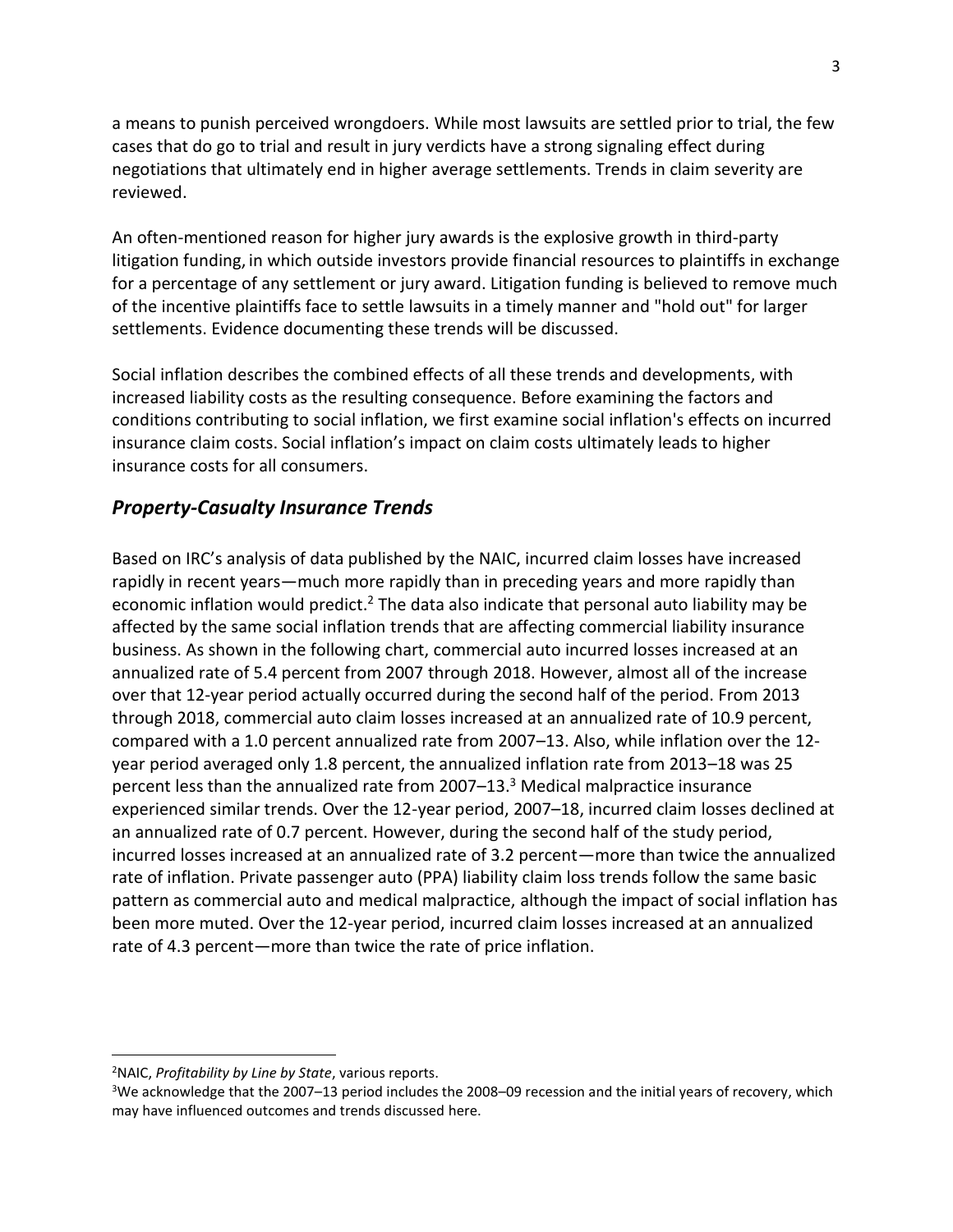a means to punish perceived wrongdoers. While most lawsuits are settled prior to trial, the few cases that do go to trial and result in jury verdicts have a strong signaling effect during negotiations that ultimately end in higher average settlements. Trends in claim severity are reviewed.

An often-mentioned reason for higher jury awards is the explosive growth in third-party litigation funding, in which outside investors provide financial resources to plaintiffs in exchange for a percentage of any settlement or jury award. Litigation funding is believed to remove much of the incentive plaintiffs face to settle lawsuits in a timely manner and "hold out" for larger settlements. Evidence documenting these trends will be discussed.

Social inflation describes the combined effects of all these trends and developments, with increased liability costs as the resulting consequence. Before examining the factors and conditions contributing to social inflation, we first examine social inflation's effects on incurred insurance claim costs. Social inflation's impact on claim costs ultimately leads to higher insurance costs for all consumers.

## *Property-Casualty Insurance Trends*

Based on IRC's analysis of data published by the NAIC, incurred claim losses have increased rapidly in recent years—much more rapidly than in preceding years and more rapidly than economic inflation would predict.[2] The data also indicate that personal auto liability may be affected by the same social inflation trends that are affecting commercial liability insurance business. As shown in the following chart, commercial auto incurred losses increased at an annualized rate of 5.4 percent from 2007 through 2018. However, almost all of the increase over that 12-year period actually occurred during the second half of the period. From 2013 through 2018, commercial auto claim losses increased at an annualized rate of 10.9 percent, compared with a 1.0 percent annualized rate from 2007–13. Also, while inflation over the 12-year period averaged only 1.8 percent, the annualized inflation rate from 2013–18 was 25 percent less than the annualized rate from 2007–13.[3] Medical malpractice insurance experienced similar trends. Over the 12-year period, 2007–18, incurred claim losses declined at an annualized rate of 0.7 percent. However, during the second half of the study period, incurred losses increased at an annualized rate of 3.2 percent—more than twice the annualized rate of inflation. Private passenger auto (PPA) liability claim loss trends follow the same basic pattern as commercial auto and medical malpractice, although the impact of social inflation has been more muted. Over the 12-year period, incurred claim losses increased at an annualized rate of 4.3 percent—more than twice the rate of price inflation.

---

[2]NAIC, *Profitability by Line by State*, various reports.

[3]We acknowledge that the 2007–13 period includes the 2008–09 recession and the initial years of recovery, which may have influenced outcomes and trends discussed here.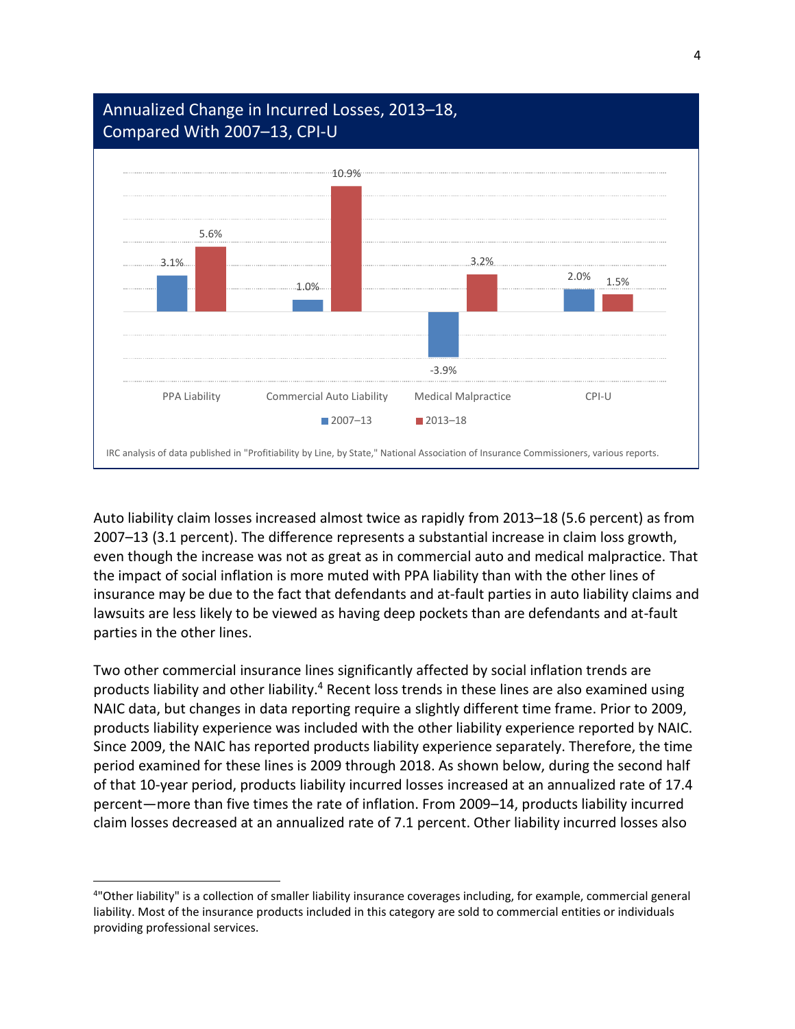## Annualized Change in Incurred Losses, 2013–18, Compared With 2007–13, CPI-U

3.1%
5.6%
1.0%
10.9%
-3.9%
3.2%
2.0%
1.5%

PPA Liability
Commercial Auto Liability
Medical Malpractice
CPI-U

2007–13
2013–18

IRC analysis of data published in "Profitability by Line, by State," National Association of Insurance Commissioners, various reports.

Auto liability claim losses increased almost twice as rapidly from 2013–18 (5.6 percent) as from 2007–13 (3.1 percent). The difference represents a substantial increase in claim loss growth, even though the increase was not as great as in commercial auto and medical malpractice. That the impact of social inflation is more muted with PPA liability than with the other lines of insurance may be due to the fact that defendants and at-fault parties in auto liability claims and lawsuits are less likely to be viewed as having deep pockets than are defendants and at-fault parties in the other lines.

Two other commercial insurance lines significantly affected by social inflation trends are products liability and other liability.[4] Recent loss trends in these lines are also examined using NAIC data, but changes in data reporting require a slightly different time frame. Prior to 2009, products liability experience was included with the other liability experience reported by NAIC. Since 2009, the NAIC has reported products liability experience separately. Therefore, the time period examined for these lines is 2009 through 2018. As shown below, during the second half of that 10-year period, products liability incurred losses increased at an annualized rate of 17.4 percent—more than five times the rate of inflation. From 2009–14, products liability incurred claim losses decreased at an annualized rate of 7.1 percent. Other liability incurred losses also

[4]"Other liability" is a collection of smaller liability insurance coverages including, for example, commercial general liability. Most of the insurance products included in this category are sold to commercial entities or individuals providing professional services.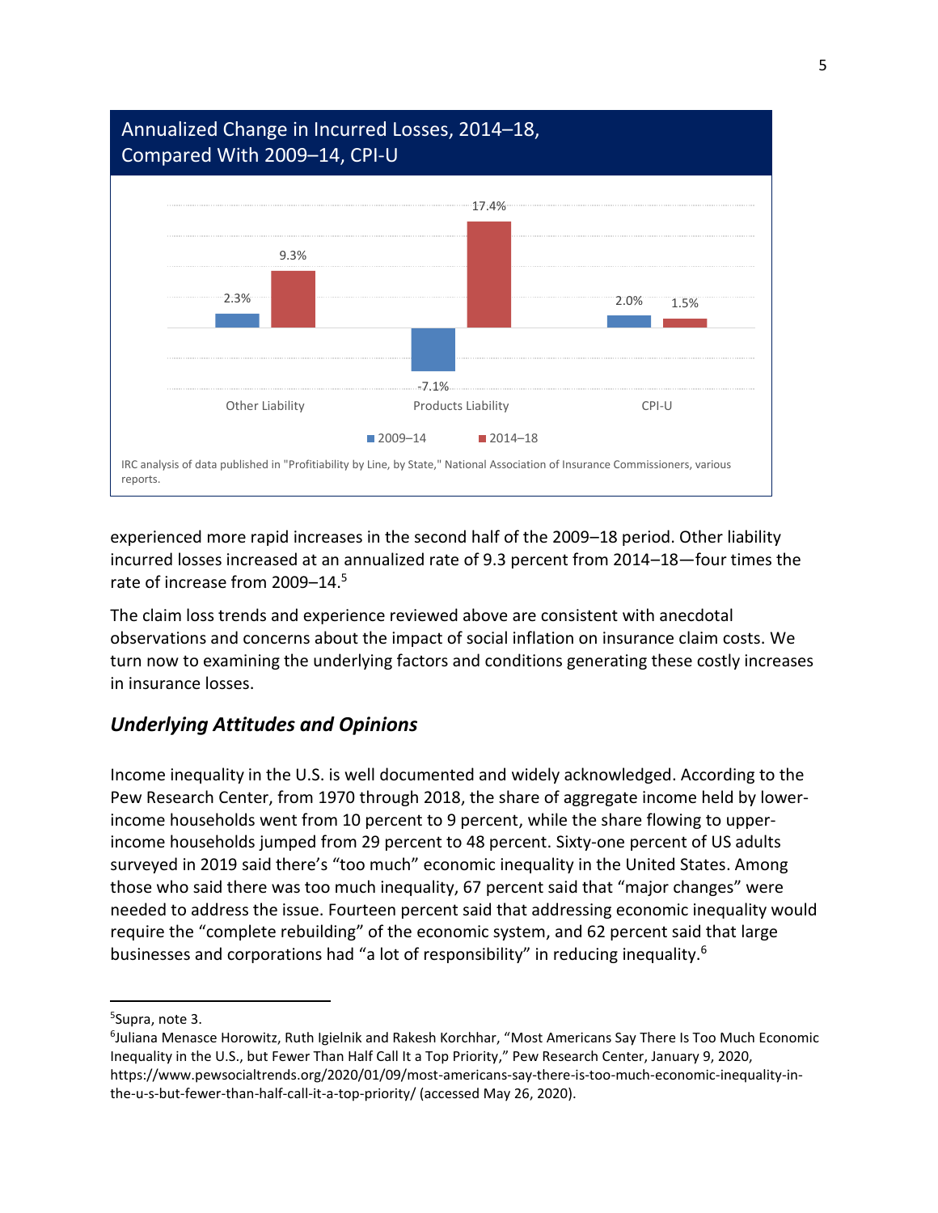**Annualized Change in Incurred Losses, 2014–18, Compared With 2009–14, CPI-U**

| | 2009–14 | 2014–18 |
|---|---|---|
| Other Liability | 2.3% | 9.3% |
| Products Liability | -7.1% | 17.4% |
| CPI-U | 2.0% | 1.5% |

IRC analysis of data published in "Profitability by Line, by State," National Association of Insurance Commissioners, various reports.

experienced more rapid increases in the second half of the 2009–18 period. Other liability incurred losses increased at an annualized rate of 9.3 percent from 2014–18—four times the rate of increase from 2009–14.[5]

The claim loss trends and experience reviewed above are consistent with anecdotal observations and concerns about the impact of social inflation on insurance claim costs. We turn now to examining the underlying factors and conditions generating these costly increases in insurance losses.

## *Underlying Attitudes and Opinions*

Income inequality in the U.S. is well documented and widely acknowledged. According to the Pew Research Center, from 1970 through 2018, the share of aggregate income held by lower-income households went from 10 percent to 9 percent, while the share flowing to upper-income households jumped from 29 percent to 48 percent. Sixty-one percent of US adults surveyed in 2019 said there's "too much" economic inequality in the United States. Among those who said there was too much inequality, 67 percent said that "major changes" were needed to address the issue. Fourteen percent said that addressing economic inequality would require the "complete rebuilding" of the economic system, and 62 percent said that large businesses and corporations had "a lot of responsibility" in reducing inequality.[6]

---

[5]Supra, note 3.

[6]Juliana Menasce Horowitz, Ruth Igielnik and Rakesh Korchhar, "Most Americans Say There Is Too Much Economic Inequality in the U.S., but Fewer Than Half Call It a Top Priority," Pew Research Center, January 9, 2020, https://www.pewsocialtrends.org/2020/01/09/most-americans-say-there-is-too-much-economic-inequality-in-the-u-s-but-fewer-than-half-call-it-a-top-priority/ (accessed May 26, 2020).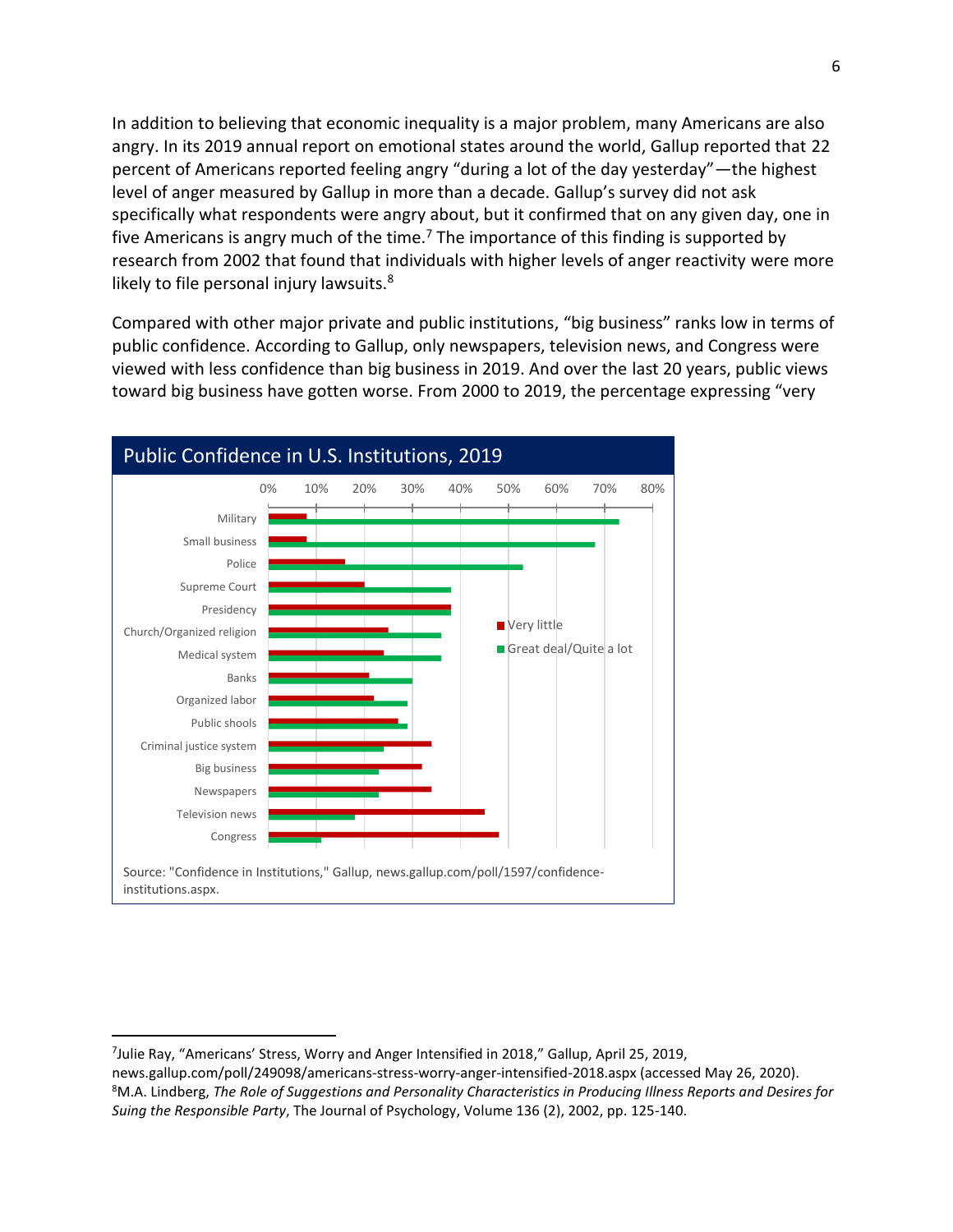In addition to believing that economic inequality is a major problem, many Americans are also angry. In its 2019 annual report on emotional states around the world, Gallup reported that 22 percent of Americans reported feeling angry "during a lot of the day yesterday"—the highest level of anger measured by Gallup in more than a decade. Gallup's survey did not ask specifically what respondents were angry about, but it confirmed that on any given day, one in five Americans is angry much of the time.[7] The importance of this finding is supported by research from 2002 that found that individuals with higher levels of anger reactivity were more likely to file personal injury lawsuits.[8]

Compared with other major private and public institutions, "big business" ranks low in terms of public confidence. According to Gallup, only newspapers, television news, and Congress were viewed with less confidence than big business in 2019. And over the last 20 years, public views toward big business have gotten worse. From 2000 to 2019, the percentage expressing "very

Public Confidence in U.S. Institutions, 2019

0% 10% 20% 30% 40% 50% 60% 70% 80%

Military
Small business
Police
Supreme Court
Presidency
Church/Organized religion
Medical system
Banks
Organized labor
Public shools
Criminal justice system
Big business
Newspapers
Television news
Congress

Very little
Great deal/Quite a lot

Source: "Confidence in Institutions," Gallup, news.gallup.com/poll/1597/confidence-institutions.aspx.

---

[7] Julie Ray, "Americans' Stress, Worry and Anger Intensified in 2018," Gallup, April 25, 2019, news.gallup.com/poll/249098/americans-stress-worry-anger-intensified-2018.aspx (accessed May 26, 2020).

[8] M.A. Lindberg, *The Role of Suggestions and Personality Characteristics in Producing Illness Reports and Desires for Suing the Responsible Party*, The Journal of Psychology, Volume 136 (2), 2002, pp. 125-140.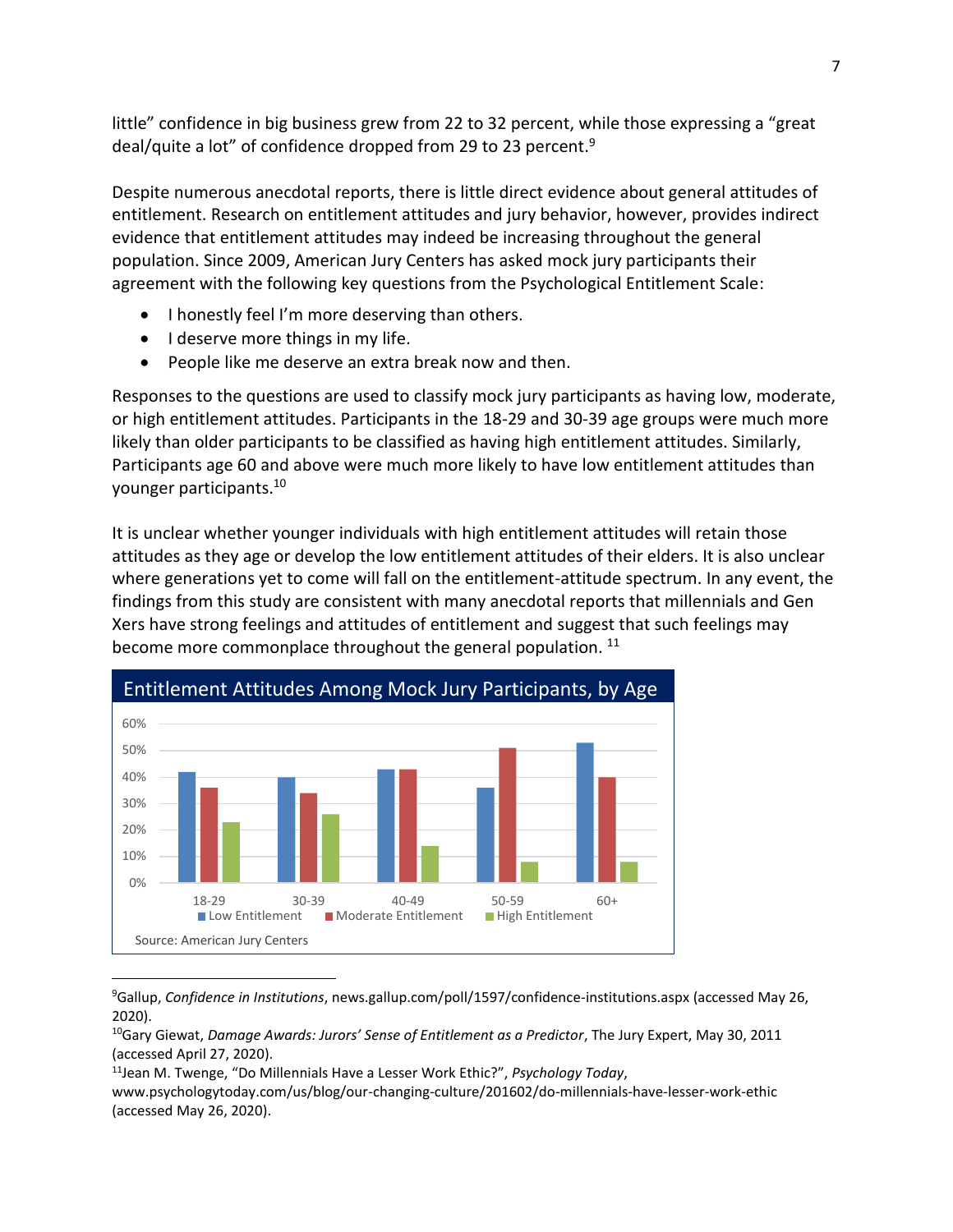little" confidence in big business grew from 22 to 32 percent, while those expressing a "great deal/quite a lot" of confidence dropped from 29 to 23 percent.[9]

Despite numerous anecdotal reports, there is little direct evidence about general attitudes of entitlement. Research on entitlement attitudes and jury behavior, however, provides indirect evidence that entitlement attitudes may indeed be increasing throughout the general population. Since 2009, American Jury Centers has asked mock jury participants their agreement with the following key questions from the Psychological Entitlement Scale:

- I honestly feel I'm more deserving than others.
- I deserve more things in my life.
- People like me deserve an extra break now and then.

Responses to the questions are used to classify mock jury participants as having low, moderate, or high entitlement attitudes. Participants in the 18-29 and 30-39 age groups were much more likely than older participants to be classified as having high entitlement attitudes. Similarly, Participants age 60 and above were much more likely to have low entitlement attitudes than younger participants.[10]

It is unclear whether younger individuals with high entitlement attitudes will retain those attitudes as they age or develop the low entitlement attitudes of their elders. It is also unclear where generations yet to come will fall on the entitlement-attitude spectrum. In any event, the findings from this study are consistent with many anecdotal reports that millennials and Gen Xers have strong feelings and attitudes of entitlement and suggest that such feelings may become more commonplace throughout the general population.[11]

Entitlement Attitudes Among Mock Jury Participants, by Age

60%
50%
40%
30%
20%
10%
0%

18-29
30-39
40-49
50-59
60+

Low Entitlement
Moderate Entitlement
High Entitlement

Source: American Jury Centers

---

[9]Gallup, *Confidence in Institutions*, news.gallup.com/poll/1597/confidence-institutions.aspx (accessed May 26, 2020).

[10]Gary Giewat, *Damage Awards: Jurors' Sense of Entitlement as a Predictor*, The Jury Expert, May 30, 2011 (accessed April 27, 2020).

[11]Jean M. Twenge, "Do Millennials Have a Lesser Work Ethic?", *Psychology Today*, www.psychologytoday.com/us/blog/our-changing-culture/201602/do-millennials-have-lesser-work-ethic (accessed May 26, 2020).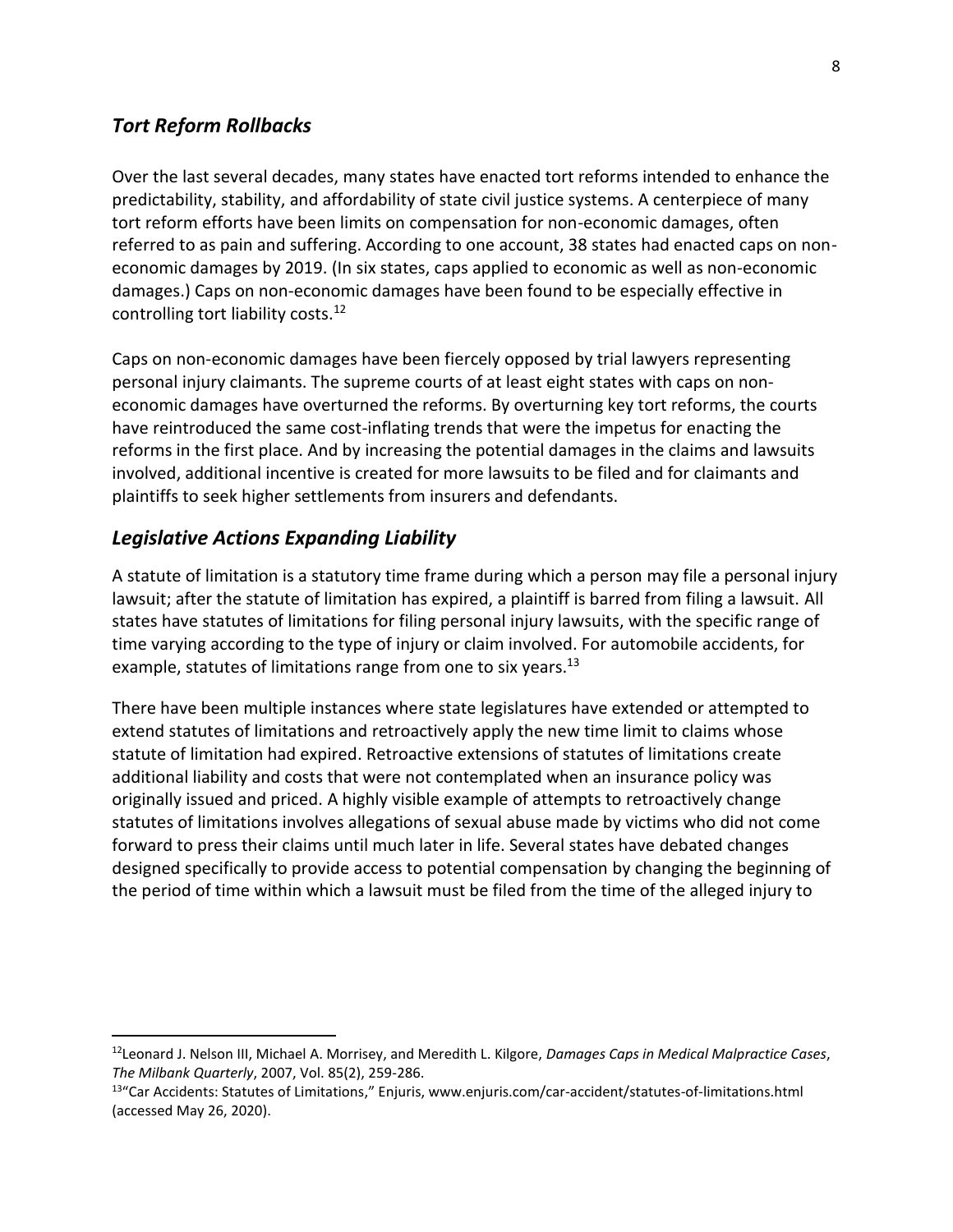## *Tort Reform Rollbacks*

Over the last several decades, many states have enacted tort reforms intended to enhance the predictability, stability, and affordability of state civil justice systems. A centerpiece of many tort reform efforts have been limits on compensation for non-economic damages, often referred to as pain and suffering. According to one account, 38 states had enacted caps on non-economic damages by 2019. (In six states, caps applied to economic as well as non-economic damages.) Caps on non-economic damages have been found to be especially effective in controlling tort liability costs.[12]

Caps on non-economic damages have been fiercely opposed by trial lawyers representing personal injury claimants. The supreme courts of at least eight states with caps on non-economic damages have overturned the reforms. By overturning key tort reforms, the courts have reintroduced the same cost-inflating trends that were the impetus for enacting the reforms in the first place. And by increasing the potential damages in the claims and lawsuits involved, additional incentive is created for more lawsuits to be filed and for claimants and plaintiffs to seek higher settlements from insurers and defendants.

## *Legislative Actions Expanding Liability*

A statute of limitation is a statutory time frame during which a person may file a personal injury lawsuit; after the statute of limitation has expired, a plaintiff is barred from filing a lawsuit. All states have statutes of limitations for filing personal injury lawsuits, with the specific range of time varying according to the type of injury or claim involved. For automobile accidents, for example, statutes of limitations range from one to six years.[13]

There have been multiple instances where state legislatures have extended or attempted to extend statutes of limitations and retroactively apply the new time limit to claims whose statute of limitation had expired. Retroactive extensions of statutes of limitations create additional liability and costs that were not contemplated when an insurance policy was originally issued and priced. A highly visible example of attempts to retroactively change statutes of limitations involves allegations of sexual abuse made by victims who did not come forward to press their claims until much later in life. Several states have debated changes designed specifically to provide access to potential compensation by changing the beginning of the period of time within which a lawsuit must be filed from the time of the alleged injury to

---

[12] Leonard J. Nelson III, Michael A. Morrisey, and Meredith L. Kilgore, *Damages Caps in Medical Malpractice Cases*, *The Milbank Quarterly*, 2007, Vol. 85(2), 259-286.

[13] "Car Accidents: Statutes of Limitations," Enjuris, www.enjuris.com/car-accident/statutes-of-limitations.html (accessed May 26, 2020).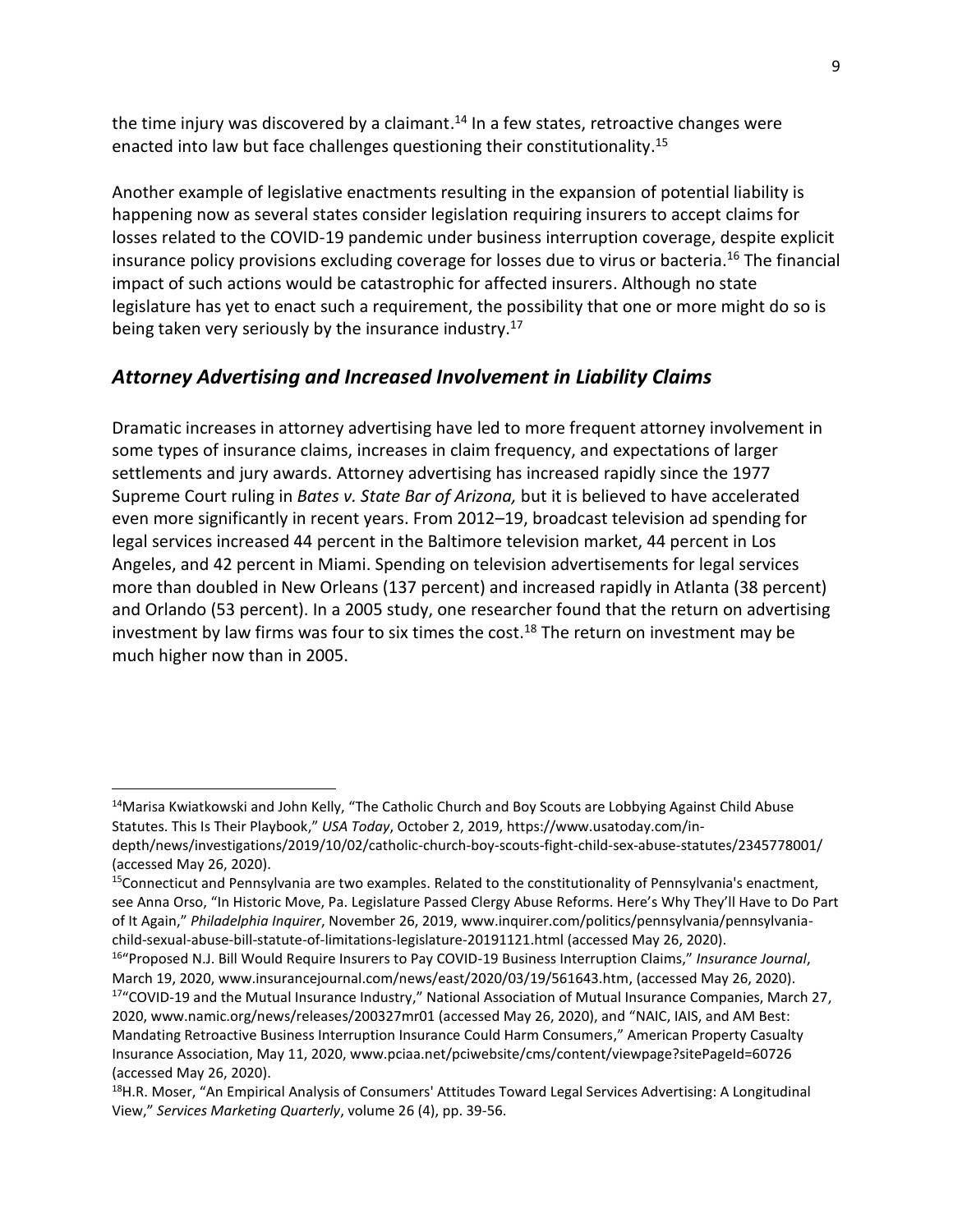the time injury was discovered by a claimant.[14] In a few states, retroactive changes were enacted into law but face challenges questioning their constitutionality.[15]

Another example of legislative enactments resulting in the expansion of potential liability is happening now as several states consider legislation requiring insurers to accept claims for losses related to the COVID-19 pandemic under business interruption coverage, despite explicit insurance policy provisions excluding coverage for losses due to virus or bacteria.[16] The financial impact of such actions would be catastrophic for affected insurers. Although no state legislature has yet to enact such a requirement, the possibility that one or more might do so is being taken very seriously by the insurance industry.[17]

## *Attorney Advertising and Increased Involvement in Liability Claims*

Dramatic increases in attorney advertising have led to more frequent attorney involvement in some types of insurance claims, increases in claim frequency, and expectations of larger settlements and jury awards. Attorney advertising has increased rapidly since the 1977 Supreme Court ruling in *Bates v. State Bar of Arizona,* but it is believed to have accelerated even more significantly in recent years. From 2012–19, broadcast television ad spending for legal services increased 44 percent in the Baltimore television market, 44 percent in Los Angeles, and 42 percent in Miami. Spending on television advertisements for legal services more than doubled in New Orleans (137 percent) and increased rapidly in Atlanta (38 percent) and Orlando (53 percent). In a 2005 study, one researcher found that the return on advertising investment by law firms was four to six times the cost.[18] The return on investment may be much higher now than in 2005.

---

[14]Marisa Kwiatkowski and John Kelly, "The Catholic Church and Boy Scouts are Lobbying Against Child Abuse Statutes. This Is Their Playbook," *USA Today*, October 2, 2019, https://www.usatoday.com/in-depth/news/investigations/2019/10/02/catholic-church-boy-scouts-fight-child-sex-abuse-statutes/2345778001/ (accessed May 26, 2020).

[15]Connecticut and Pennsylvania are two examples. Related to the constitutionality of Pennsylvania's enactment, see Anna Orso, "In Historic Move, Pa. Legislature Passed Clergy Abuse Reforms. Here's Why They'll Have to Do Part of It Again," *Philadelphia Inquirer*, November 26, 2019, www.inquirer.com/politics/pennsylvania/pennsylvania-child-sexual-abuse-bill-statute-of-limitations-legislature-20191121.html (accessed May 26, 2020).

[16]"Proposed N.J. Bill Would Require Insurers to Pay COVID-19 Business Interruption Claims," *Insurance Journal*, March 19, 2020, www.insurancejournal.com/news/east/2020/03/19/561643.htm, (accessed May 26, 2020).

[17]"COVID-19 and the Mutual Insurance Industry," National Association of Mutual Insurance Companies, March 27, 2020, www.namic.org/news/releases/200327mr01 (accessed May 26, 2020), and "NAIC, IAIS, and AM Best: Mandating Retroactive Business Interruption Insurance Could Harm Consumers," American Property Casualty Insurance Association, May 11, 2020, www.pciaa.net/pciwebsite/cms/content/viewpage?sitePageId=60726 (accessed May 26, 2020).

[18]H.R. Moser, "An Empirical Analysis of Consumers' Attitudes Toward Legal Services Advertising: A Longitudinal View," *Services Marketing Quarterly*, volume 26 (4), pp. 39-56.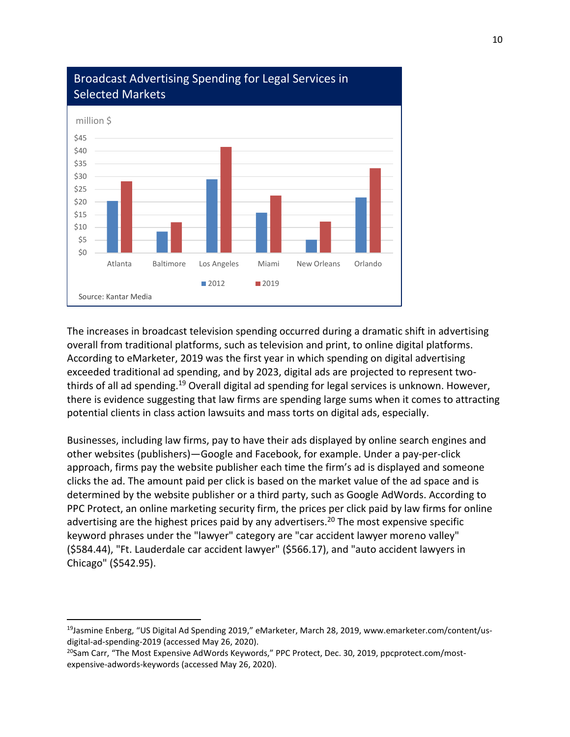Broadcast Advertising Spending for Legal Services in Selected Markets

million $

$45
$40
$35
$30
$25
$20
$15
$10
$5
$0

Atlanta
Baltimore
Los Angeles
Miami
New Orleans
Orlando

2012
2019

Source: Kantar Media

The increases in broadcast television spending occurred during a dramatic shift in advertising overall from traditional platforms, such as television and print, to online digital platforms. According to eMarketer, 2019 was the first year in which spending on digital advertising exceeded traditional ad spending, and by 2023, digital ads are projected to represent two-thirds of all ad spending.[19] Overall digital ad spending for legal services is unknown. However, there is evidence suggesting that law firms are spending large sums when it comes to attracting potential clients in class action lawsuits and mass torts on digital ads, especially.

Businesses, including law firms, pay to have their ads displayed by online search engines and other websites (publishers)—Google and Facebook, for example. Under a pay-per-click approach, firms pay the website publisher each time the firm's ad is displayed and someone clicks the ad. The amount paid per click is based on the market value of the ad space and is determined by the website publisher or a third party, such as Google AdWords. According to PPC Protect, an online marketing security firm, the prices per click paid by law firms for online advertising are the highest prices paid by any advertisers.[20] The most expensive specific keyword phrases under the "lawyer" category are "car accident lawyer moreno valley" ($584.44), "Ft. Lauderdale car accident lawyer" ($566.17), and "auto accident lawyers in Chicago" ($542.95).

---

[19]Jasmine Enberg, "US Digital Ad Spending 2019," eMarketer, March 28, 2019, www.emarketer.com/content/us-digital-ad-spending-2019 (accessed May 26, 2020).

[20]Sam Carr, "The Most Expensive AdWords Keywords," PPC Protect, Dec. 30, 2019, ppcprotect.com/most-expensive-adwords-keywords (accessed May 26, 2020).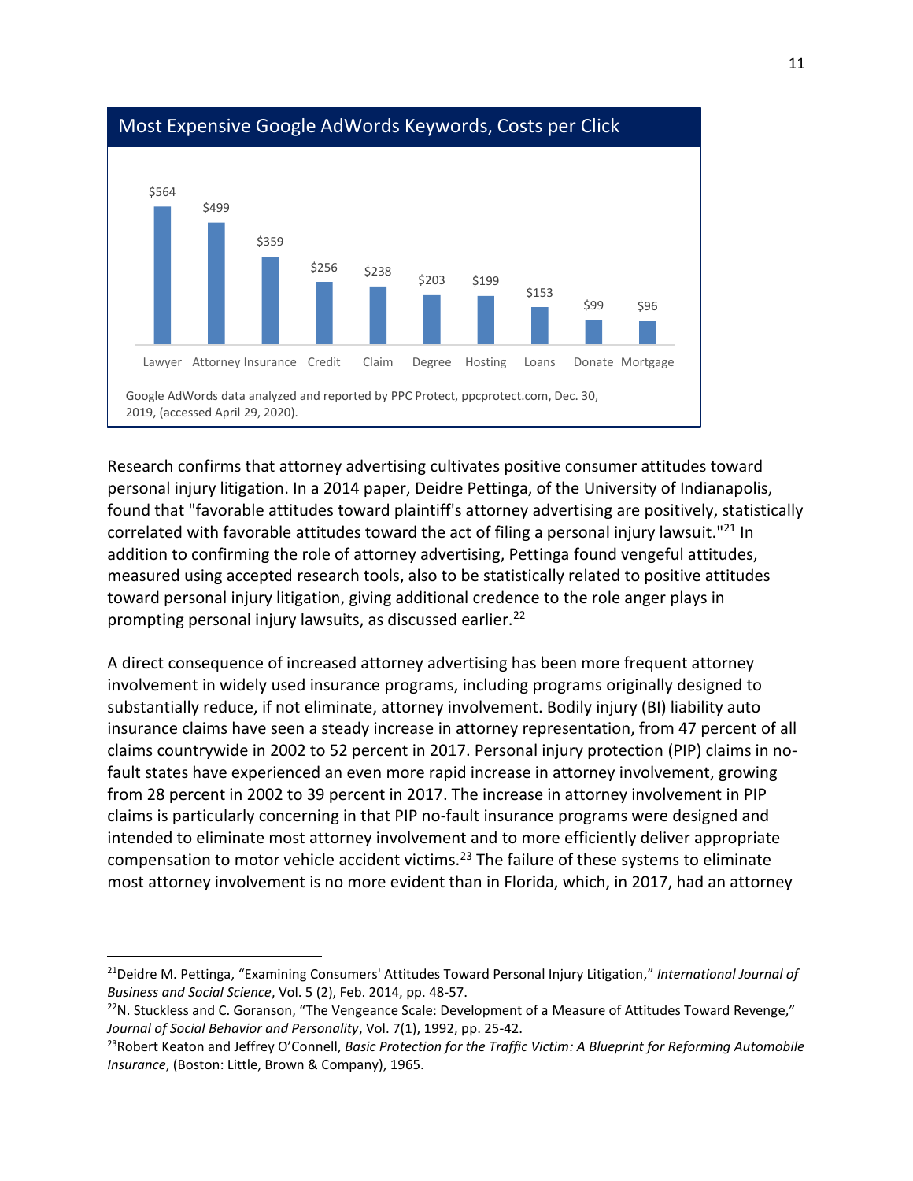Most Expensive Google AdWords Keywords, Costs per Click

$564
$499
$359
$256
$238
$203
$199
$153
$99
$96

Lawyer
Attorney
Insurance
Credit
Claim
Degree
Hosting
Loans
Donate
Mortgage

Google AdWords data analyzed and reported by PPC Protect, ppcprotect.com, Dec. 30, 2019, (accessed April 29, 2020).

Research confirms that attorney advertising cultivates positive consumer attitudes toward personal injury litigation. In a 2014 paper, Deidre Pettinga, of the University of Indianapolis, found that "favorable attitudes toward plaintiff's attorney advertising are positively, statistically correlated with favorable attitudes toward the act of filing a personal injury lawsuit."[21] In addition to confirming the role of attorney advertising, Pettinga found vengeful attitudes, measured using accepted research tools, also to be statistically related to positive attitudes toward personal injury litigation, giving additional credence to the role anger plays in prompting personal injury lawsuits, as discussed earlier.[22]

A direct consequence of increased attorney advertising has been more frequent attorney involvement in widely used insurance programs, including programs originally designed to substantially reduce, if not eliminate, attorney involvement. Bodily injury (BI) liability auto insurance claims have seen a steady increase in attorney representation, from 47 percent of all claims countrywide in 2002 to 52 percent in 2017. Personal injury protection (PIP) claims in no-fault states have experienced an even more rapid increase in attorney involvement, growing from 28 percent in 2002 to 39 percent in 2017. The increase in attorney involvement in PIP claims is particularly concerning in that PIP no-fault insurance programs were designed and intended to eliminate most attorney involvement and to more efficiently deliver appropriate compensation to motor vehicle accident victims.[23] The failure of these systems to eliminate most attorney involvement is no more evident than in Florida, which, in 2017, had an attorney

---

[21] Deidre M. Pettinga, "Examining Consumers' Attitudes Toward Personal Injury Litigation," *International Journal of Business and Social Science*, Vol. 5 (2), Feb. 2014, pp. 48-57.

[22] N. Stuckless and C. Goranson, "The Vengeance Scale: Development of a Measure of Attitudes Toward Revenge," *Journal of Social Behavior and Personality*, Vol. 7(1), 1992, pp. 25-42.

[23] Robert Keaton and Jeffrey O'Connell, *Basic Protection for the Traffic Victim: A Blueprint for Reforming Automobile Insurance*, (Boston: Little, Brown & Company), 1965.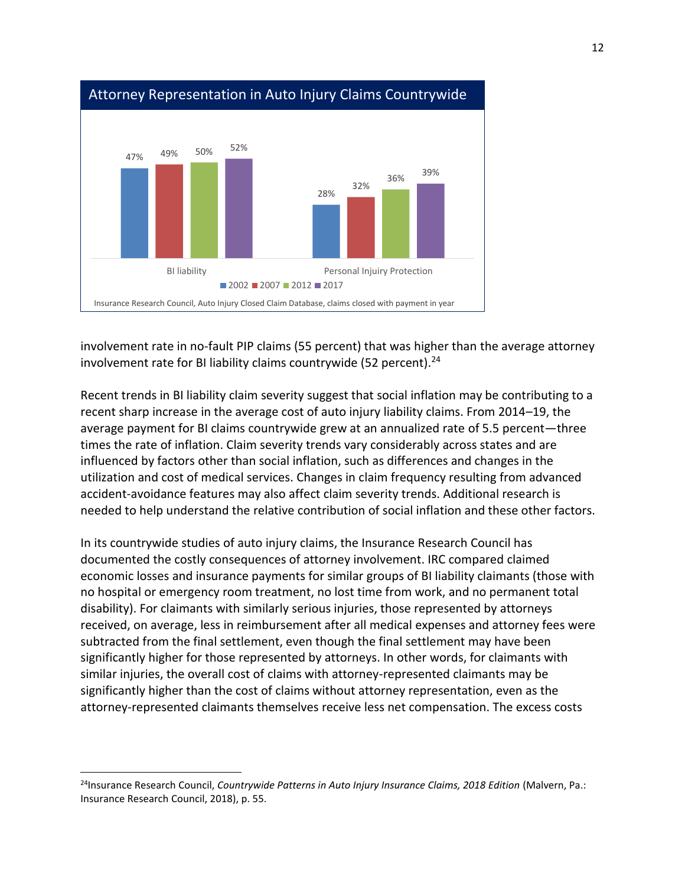Attorney Representation in Auto Injury Claims Countrywide

47%
49%
50%
52%
28%
32%
36%
39%

BI liability
Personal Injury Protection

2002 2007 2012 2017

Insurance Research Council, Auto Injury Closed Claim Database, claims closed with payment in year

involvement rate in no-fault PIP claims (55 percent) that was higher than the average attorney involvement rate for BI liability claims countrywide (52 percent).[24]

Recent trends in BI liability claim severity suggest that social inflation may be contributing to a recent sharp increase in the average cost of auto injury liability claims. From 2014–19, the average payment for BI claims countrywide grew at an annualized rate of 5.5 percent—three times the rate of inflation. Claim severity trends vary considerably across states and are influenced by factors other than social inflation, such as differences and changes in the utilization and cost of medical services. Changes in claim frequency resulting from advanced accident-avoidance features may also affect claim severity trends. Additional research is needed to help understand the relative contribution of social inflation and these other factors.

In its countrywide studies of auto injury claims, the Insurance Research Council has documented the costly consequences of attorney involvement. IRC compared claimed economic losses and insurance payments for similar groups of BI liability claimants (those with no hospital or emergency room treatment, no lost time from work, and no permanent total disability). For claimants with similarly serious injuries, those represented by attorneys received, on average, less in reimbursement after all medical expenses and attorney fees were subtracted from the final settlement, even though the final settlement may have been significantly higher for those represented by attorneys. In other words, for claimants with similar injuries, the overall cost of claims with attorney-represented claimants may be significantly higher than the cost of claims without attorney representation, even as the attorney-represented claimants themselves receive less net compensation. The excess costs

[24] Insurance Research Council, *Countrywide Patterns in Auto Injury Insurance Claims, 2018 Edition* (Malvern, Pa.: Insurance Research Council, 2018), p. 55.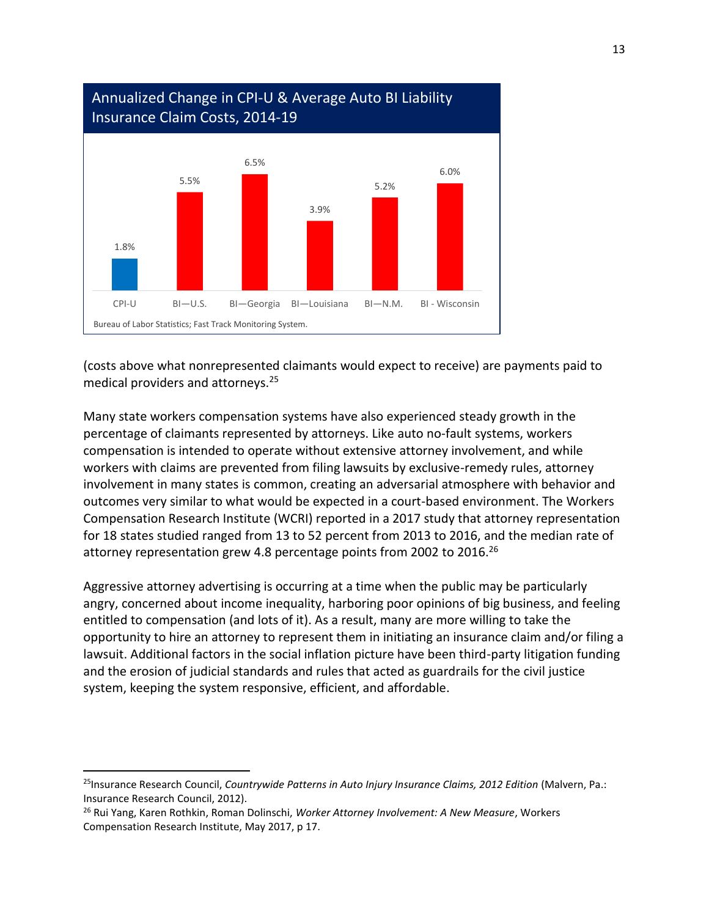**Annualized Change in CPI-U & Average Auto BI Liability Insurance Claim Costs, 2014-19**

| | CPI-U | BI—U.S. | BI—Georgia | BI—Louisiana | BI—N.M. | BI - Wisconsin |
|---|---|---|---|---|---|---|
| Annualized change | 1.8% | 5.5% | 6.5% | 3.9% | 5.2% | 6.0% |

Bureau of Labor Statistics; Fast Track Monitoring System.

(costs above what nonrepresented claimants would expect to receive) are payments paid to medical providers and attorneys.[25]

Many state workers compensation systems have also experienced steady growth in the percentage of claimants represented by attorneys. Like auto no-fault systems, workers compensation is intended to operate without extensive attorney involvement, and while workers with claims are prevented from filing lawsuits by exclusive-remedy rules, attorney involvement in many states is common, creating an adversarial atmosphere with behavior and outcomes very similar to what would be expected in a court-based environment. The Workers Compensation Research Institute (WCRI) reported in a 2017 study that attorney representation for 18 states studied ranged from 13 to 52 percent from 2013 to 2016, and the median rate of attorney representation grew 4.8 percentage points from 2002 to 2016.[26]

Aggressive attorney advertising is occurring at a time when the public may be particularly angry, concerned about income inequality, harboring poor opinions of big business, and feeling entitled to compensation (and lots of it). As a result, many are more willing to take the opportunity to hire an attorney to represent them in initiating an insurance claim and/or filing a lawsuit. Additional factors in the social inflation picture have been third-party litigation funding and the erosion of judicial standards and rules that acted as guardrails for the civil justice system, keeping the system responsive, efficient, and affordable.

---

[25] Insurance Research Council, *Countrywide Patterns in Auto Injury Insurance Claims, 2012 Edition* (Malvern, Pa.: Insurance Research Council, 2012).

[26] Rui Yang, Karen Rothkin, Roman Dolinschi, *Worker Attorney Involvement: A New Measure*, Workers Compensation Research Institute, May 2017, p 17.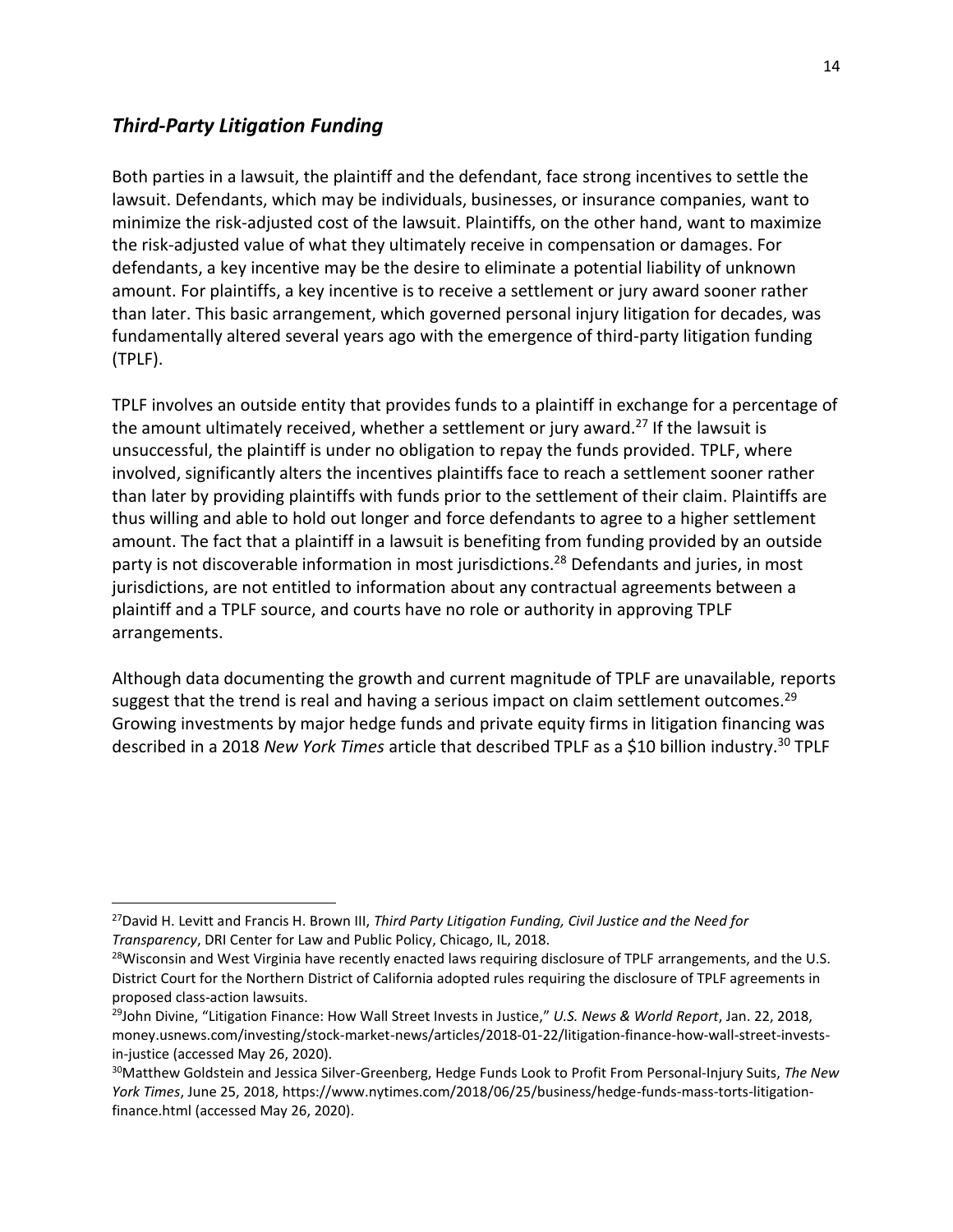## *Third-Party Litigation Funding*

Both parties in a lawsuit, the plaintiff and the defendant, face strong incentives to settle the lawsuit. Defendants, which may be individuals, businesses, or insurance companies, want to minimize the risk-adjusted cost of the lawsuit. Plaintiffs, on the other hand, want to maximize the risk-adjusted value of what they ultimately receive in compensation or damages. For defendants, a key incentive may be the desire to eliminate a potential liability of unknown amount. For plaintiffs, a key incentive is to receive a settlement or jury award sooner rather than later. This basic arrangement, which governed personal injury litigation for decades, was fundamentally altered several years ago with the emergence of third-party litigation funding (TPLF).

TPLF involves an outside entity that provides funds to a plaintiff in exchange for a percentage of the amount ultimately received, whether a settlement or jury award.[27] If the lawsuit is unsuccessful, the plaintiff is under no obligation to repay the funds provided. TPLF, where involved, significantly alters the incentives plaintiffs face to reach a settlement sooner rather than later by providing plaintiffs with funds prior to the settlement of their claim. Plaintiffs are thus willing and able to hold out longer and force defendants to agree to a higher settlement amount. The fact that a plaintiff in a lawsuit is benefiting from funding provided by an outside party is not discoverable information in most jurisdictions.[28] Defendants and juries, in most jurisdictions, are not entitled to information about any contractual agreements between a plaintiff and a TPLF source, and courts have no role or authority in approving TPLF arrangements.

Although data documenting the growth and current magnitude of TPLF are unavailable, reports suggest that the trend is real and having a serious impact on claim settlement outcomes.[29] Growing investments by major hedge funds and private equity firms in litigation financing was described in a 2018 *New York Times* article that described TPLF as a $10 billion industry.[30] TPLF

---

[27] David H. Levitt and Francis H. Brown III, *Third Party Litigation Funding, Civil Justice and the Need for Transparency*, DRI Center for Law and Public Policy, Chicago, IL, 2018.

[28] Wisconsin and West Virginia have recently enacted laws requiring disclosure of TPLF arrangements, and the U.S. District Court for the Northern District of California adopted rules requiring the disclosure of TPLF agreements in proposed class-action lawsuits.

[29] John Divine, "Litigation Finance: How Wall Street Invests in Justice," *U.S. News & World Report*, Jan. 22, 2018, money.usnews.com/investing/stock-market-news/articles/2018-01-22/litigation-finance-how-wall-street-invests-in-justice (accessed May 26, 2020).

[30] Matthew Goldstein and Jessica Silver-Greenberg, Hedge Funds Look to Profit From Personal-Injury Suits, *The New York Times*, June 25, 2018, https://www.nytimes.com/2018/06/25/business/hedge-funds-mass-torts-litigation-finance.html (accessed May 26, 2020).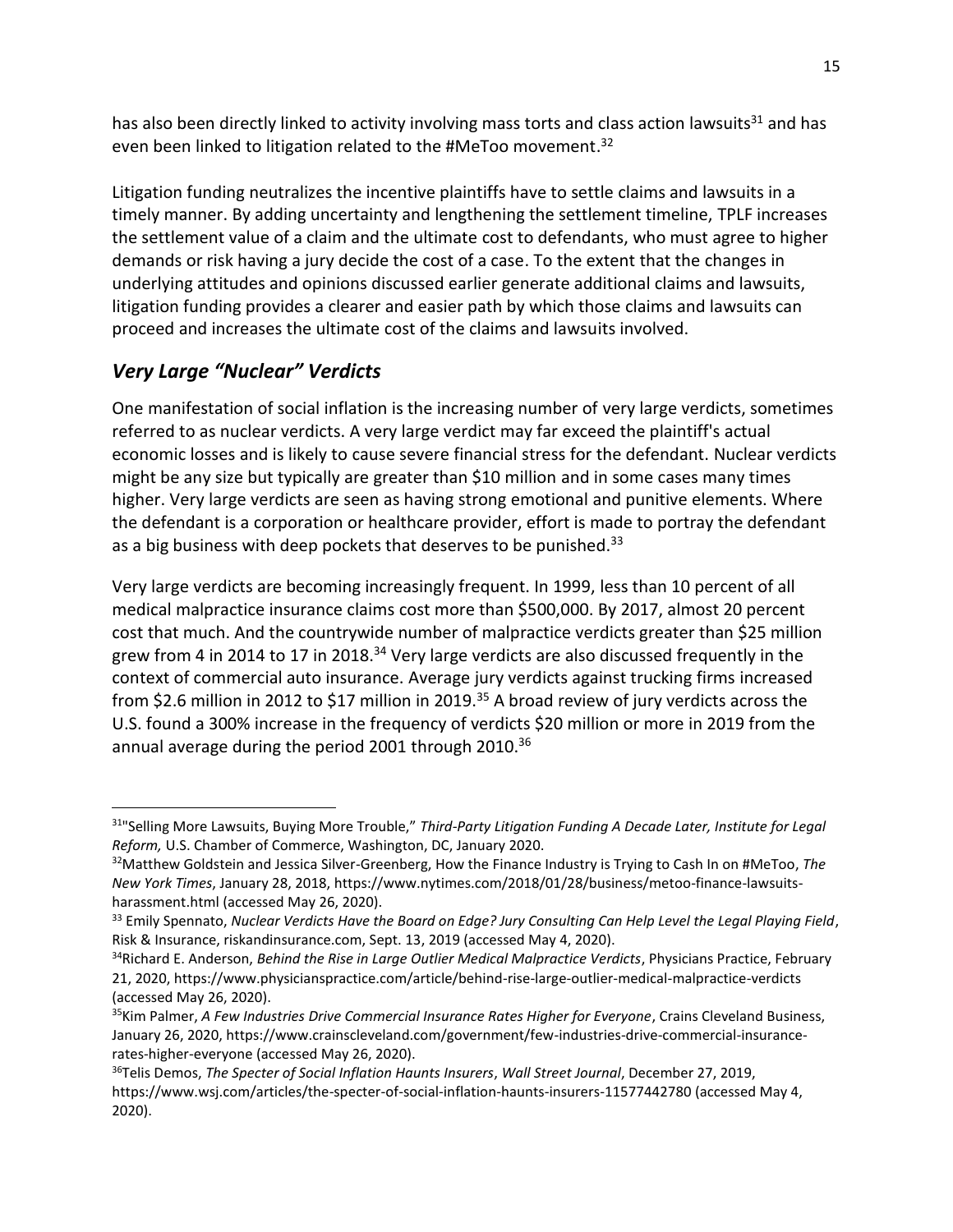has also been directly linked to activity involving mass torts and class action lawsuits[31] and has even been linked to litigation related to the #MeToo movement.[32]

Litigation funding neutralizes the incentive plaintiffs have to settle claims and lawsuits in a timely manner. By adding uncertainty and lengthening the settlement timeline, TPLF increases the settlement value of a claim and the ultimate cost to defendants, who must agree to higher demands or risk having a jury decide the cost of a case. To the extent that the changes in underlying attitudes and opinions discussed earlier generate additional claims and lawsuits, litigation funding provides a clearer and easier path by which those claims and lawsuits can proceed and increases the ultimate cost of the claims and lawsuits involved.

## *Very Large "Nuclear" Verdicts*

One manifestation of social inflation is the increasing number of very large verdicts, sometimes referred to as nuclear verdicts. A very large verdict may far exceed the plaintiff's actual economic losses and is likely to cause severe financial stress for the defendant. Nuclear verdicts might be any size but typically are greater than $10 million and in some cases many times higher. Very large verdicts are seen as having strong emotional and punitive elements. Where the defendant is a corporation or healthcare provider, effort is made to portray the defendant as a big business with deep pockets that deserves to be punished.[33]

Very large verdicts are becoming increasingly frequent. In 1999, less than 10 percent of all medical malpractice insurance claims cost more than $500,000. By 2017, almost 20 percent cost that much. And the countrywide number of malpractice verdicts greater than $25 million grew from 4 in 2014 to 17 in 2018.[34] Very large verdicts are also discussed frequently in the context of commercial auto insurance. Average jury verdicts against trucking firms increased from $2.6 million in 2012 to $17 million in 2019.[35] A broad review of jury verdicts across the U.S. found a 300% increase in the frequency of verdicts $20 million or more in 2019 from the annual average during the period 2001 through 2010.[36]

---

[31] "Selling More Lawsuits, Buying More Trouble," *Third-Party Litigation Funding A Decade Later, Institute for Legal Reform,* U.S. Chamber of Commerce, Washington, DC, January 2020.

[32] Matthew Goldstein and Jessica Silver-Greenberg, How the Finance Industry is Trying to Cash In on #MeToo, *The New York Times*, January 28, 2018, https://www.nytimes.com/2018/01/28/business/metoo-finance-lawsuits-harassment.html (accessed May 26, 2020).

[33] Emily Spennato, *Nuclear Verdicts Have the Board on Edge? Jury Consulting Can Help Level the Legal Playing Field*, Risk & Insurance, riskandinsurance.com, Sept. 13, 2019 (accessed May 4, 2020).

[34] Richard E. Anderson, *Behind the Rise in Large Outlier Medical Malpractice Verdicts*, Physicians Practice, February 21, 2020, https://www.physicianspractice.com/article/behind-rise-large-outlier-medical-malpractice-verdicts (accessed May 26, 2020).

[35] Kim Palmer, *A Few Industries Drive Commercial Insurance Rates Higher for Everyone*, Crains Cleveland Business, January 26, 2020, https://www.crainscleveland.com/government/few-industries-drive-commercial-insurance-rates-higher-everyone (accessed May 26, 2020).

[36] Telis Demos, *The Specter of Social Inflation Haunts Insurers*, *Wall Street Journal*, December 27, 2019, https://www.wsj.com/articles/the-specter-of-social-inflation-haunts-insurers-11577442780 (accessed May 4, 2020).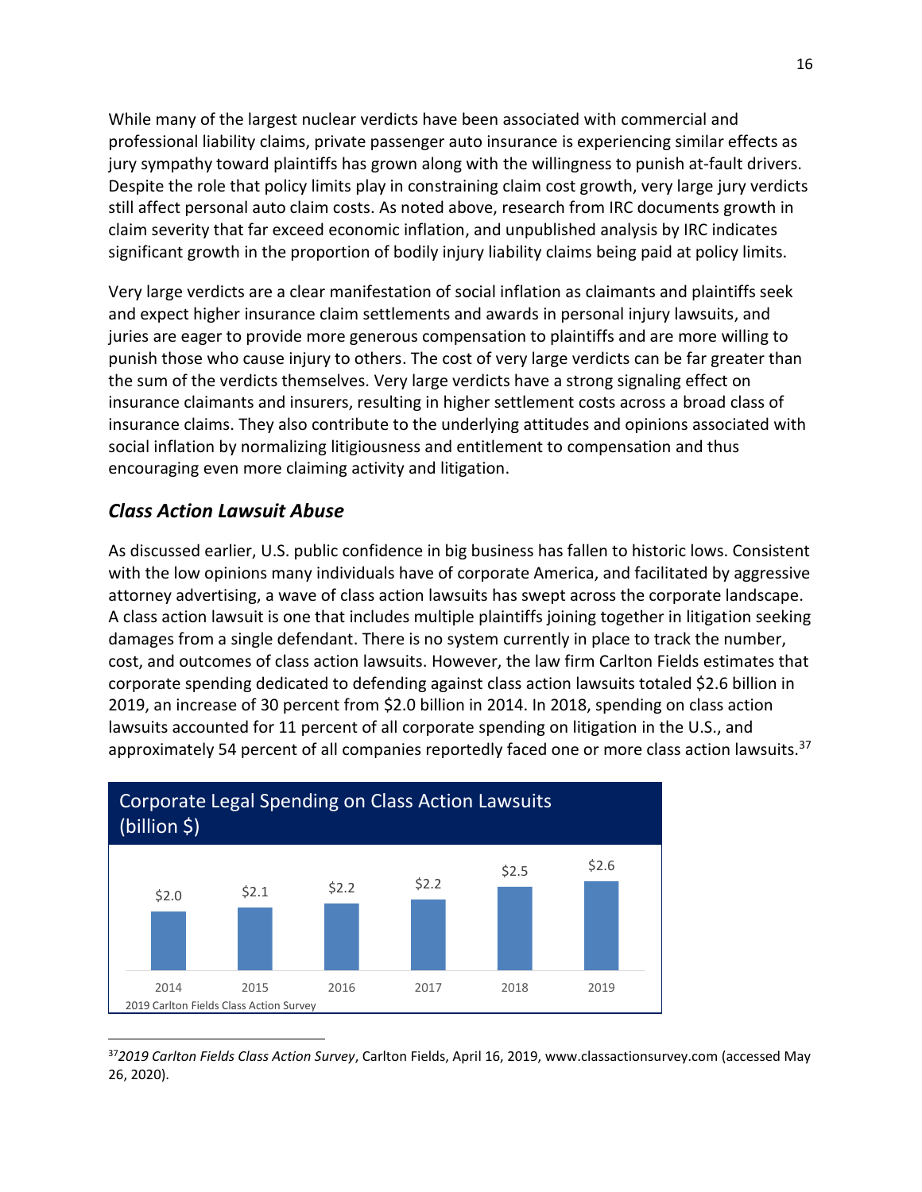While many of the largest nuclear verdicts have been associated with commercial and professional liability claims, private passenger auto insurance is experiencing similar effects as jury sympathy toward plaintiffs has grown along with the willingness to punish at-fault drivers. Despite the role that policy limits play in constraining claim cost growth, very large jury verdicts still affect personal auto claim costs. As noted above, research from IRC documents growth in claim severity that far exceed economic inflation, and unpublished analysis by IRC indicates significant growth in the proportion of bodily injury liability claims being paid at policy limits.

Very large verdicts are a clear manifestation of social inflation as claimants and plaintiffs seek and expect higher insurance claim settlements and awards in personal injury lawsuits, and juries are eager to provide more generous compensation to plaintiffs and are more willing to punish those who cause injury to others. The cost of very large verdicts can be far greater than the sum of the verdicts themselves. Very large verdicts have a strong signaling effect on insurance claimants and insurers, resulting in higher settlement costs across a broad class of insurance claims. They also contribute to the underlying attitudes and opinions associated with social inflation by normalizing litigiousness and entitlement to compensation and thus encouraging even more claiming activity and litigation.

### *Class Action Lawsuit Abuse*

As discussed earlier, U.S. public confidence in big business has fallen to historic lows. Consistent with the low opinions many individuals have of corporate America, and facilitated by aggressive attorney advertising, a wave of class action lawsuits has swept across the corporate landscape. A class action lawsuit is one that includes multiple plaintiffs joining together in litigation seeking damages from a single defendant. There is no system currently in place to track the number, cost, and outcomes of class action lawsuits. However, the law firm Carlton Fields estimates that corporate spending dedicated to defending against class action lawsuits totaled $2.6 billion in 2019, an increase of 30 percent from $2.0 billion in 2014. In 2018, spending on class action lawsuits accounted for 11 percent of all corporate spending on litigation in the U.S., and approximately 54 percent of all companies reportedly faced one or more class action lawsuits.[37]

Corporate Legal Spending on Class Action Lawsuits (billion $)

$2.0 $2.1 $2.2 $2.2 $2.5 $2.6

2014 2015 2016 2017 2018 2019

2019 Carlton Fields Class Action Survey

---

[37] *2019 Carlton Fields Class Action Survey*, Carlton Fields, April 16, 2019, www.classactionsurvey.com (accessed May 26, 2020).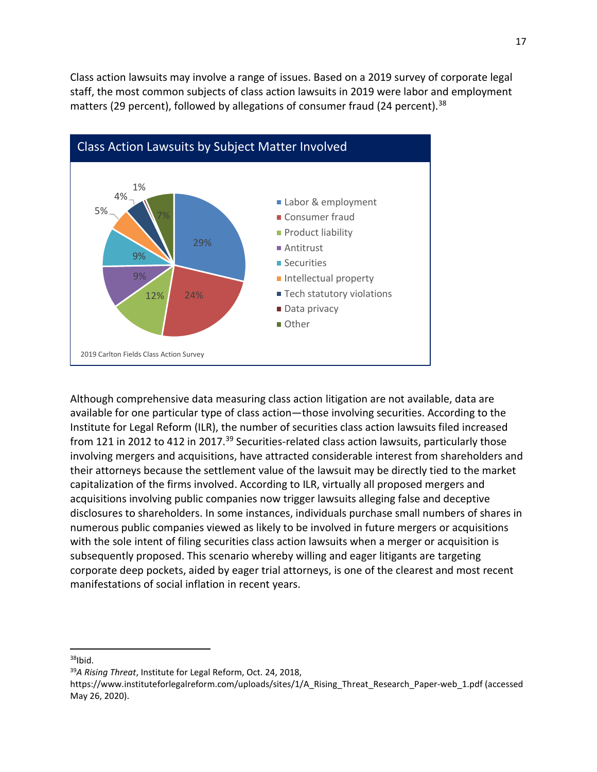Class action lawsuits may involve a range of issues. Based on a 2019 survey of corporate legal staff, the most common subjects of class action lawsuits in 2019 were labor and employment matters (29 percent), followed by allegations of consumer fraud (24 percent).[38]

Class Action Lawsuits by Subject Matter Involved

29%
24%
12%
9%
9%
5%
4%
1%
7%

Labor & employment
Consumer fraud
Product liability
Antitrust
Securities
Intellectual property
Tech statutory violations
Data privacy
Other

2019 Carlton Fields Class Action Survey

Although comprehensive data measuring class action litigation are not available, data are available for one particular type of class action—those involving securities. According to the Institute for Legal Reform (ILR), the number of securities class action lawsuits filed increased from 121 in 2012 to 412 in 2017.[39] Securities-related class action lawsuits, particularly those involving mergers and acquisitions, have attracted considerable interest from shareholders and their attorneys because the settlement value of the lawsuit may be directly tied to the market capitalization of the firms involved. According to ILR, virtually all proposed mergers and acquisitions involving public companies now trigger lawsuits alleging false and deceptive disclosures to shareholders. In some instances, individuals purchase small numbers of shares in numerous public companies viewed as likely to be involved in future mergers or acquisitions with the sole intent of filing securities class action lawsuits when a merger or acquisition is subsequently proposed. This scenario whereby willing and eager litigants are targeting corporate deep pockets, aided by eager trial attorneys, is one of the clearest and most recent manifestations of social inflation in recent years.

---

[38] Ibid.

[39] *A Rising Threat*, Institute for Legal Reform, Oct. 24, 2018, https://www.instituteforlegalreform.com/uploads/sites/1/A_Rising_Threat_Research_Paper-web_1.pdf (accessed May 26, 2020).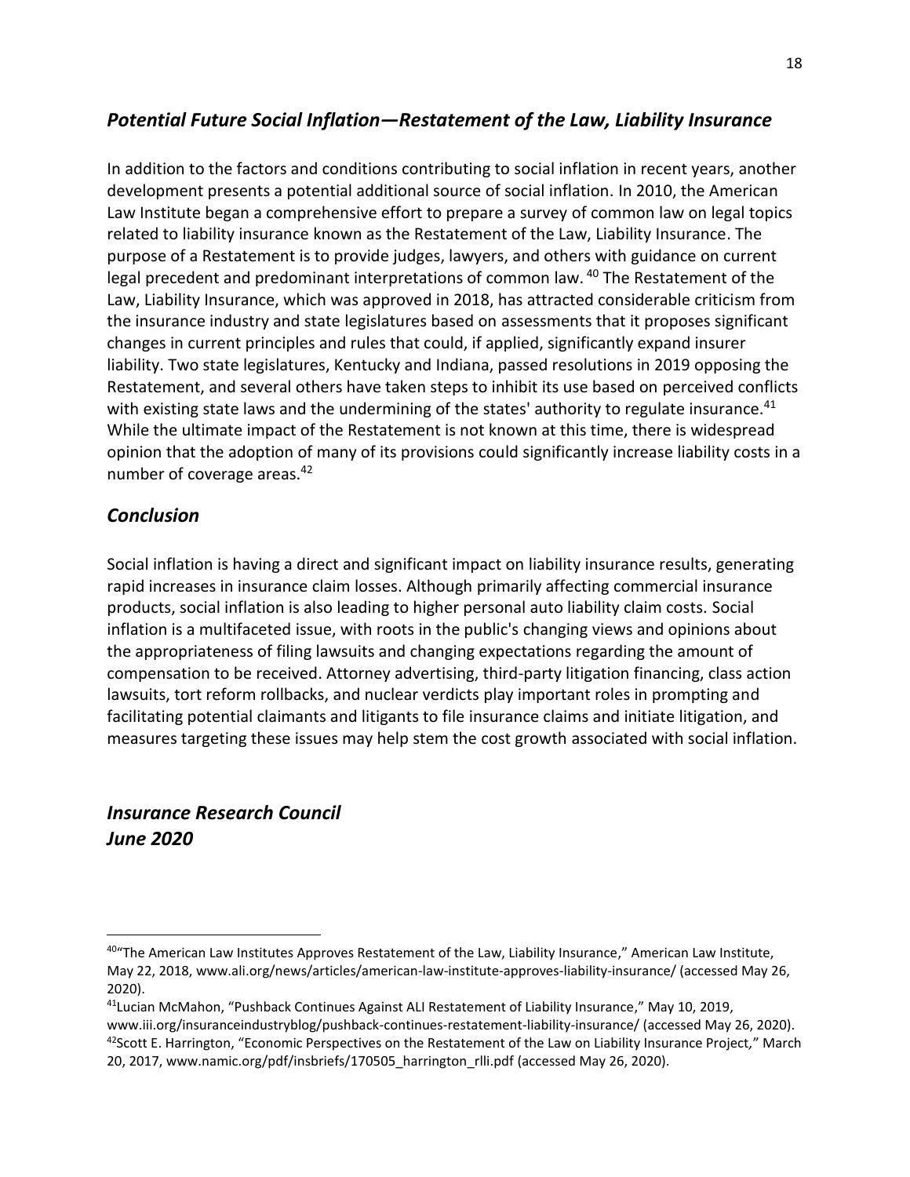## *Potential Future Social Inflation—Restatement of the Law, Liability Insurance*

In addition to the factors and conditions contributing to social inflation in recent years, another development presents a potential additional source of social inflation. In 2010, the American Law Institute began a comprehensive effort to prepare a survey of common law on legal topics related to liability insurance known as the Restatement of the Law, Liability Insurance. The purpose of a Restatement is to provide judges, lawyers, and others with guidance on current legal precedent and predominant interpretations of common law. [40] The Restatement of the Law, Liability Insurance, which was approved in 2018, has attracted considerable criticism from the insurance industry and state legislatures based on assessments that it proposes significant changes in current principles and rules that could, if applied, significantly expand insurer liability. Two state legislatures, Kentucky and Indiana, passed resolutions in 2019 opposing the Restatement, and several others have taken steps to inhibit its use based on perceived conflicts with existing state laws and the undermining of the states' authority to regulate insurance.[41] While the ultimate impact of the Restatement is not known at this time, there is widespread opinion that the adoption of many of its provisions could significantly increase liability costs in a number of coverage areas.[42]

## *Conclusion*

Social inflation is having a direct and significant impact on liability insurance results, generating rapid increases in insurance claim losses. Although primarily affecting commercial insurance products, social inflation is also leading to higher personal auto liability claim costs. Social inflation is a multifaceted issue, with roots in the public's changing views and opinions about the appropriateness of filing lawsuits and changing expectations regarding the amount of compensation to be received. Attorney advertising, third-party litigation financing, class action lawsuits, tort reform rollbacks, and nuclear verdicts play important roles in prompting and facilitating potential claimants and litigants to file insurance claims and initiate litigation, and measures targeting these issues may help stem the cost growth associated with social inflation.

***Insurance Research Council***
***June 2020***

---

[40]"The American Law Institutes Approves Restatement of the Law, Liability Insurance," American Law Institute, May 22, 2018, www.ali.org/news/articles/american-law-institute-approves-liability-insurance/ (accessed May 26, 2020).

[41]Lucian McMahon, "Pushback Continues Against ALI Restatement of Liability Insurance," May 10, 2019, www.iii.org/insuranceindustryblog/pushback-continues-restatement-liability-insurance/ (accessed May 26, 2020).

[42]Scott E. Harrington, "Economic Perspectives on the Restatement of the Law on Liability Insurance Project," March 20, 2017, www.namic.org/pdf/insbriefs/170505_harrington_rlli.pdf (accessed May 26, 2020).